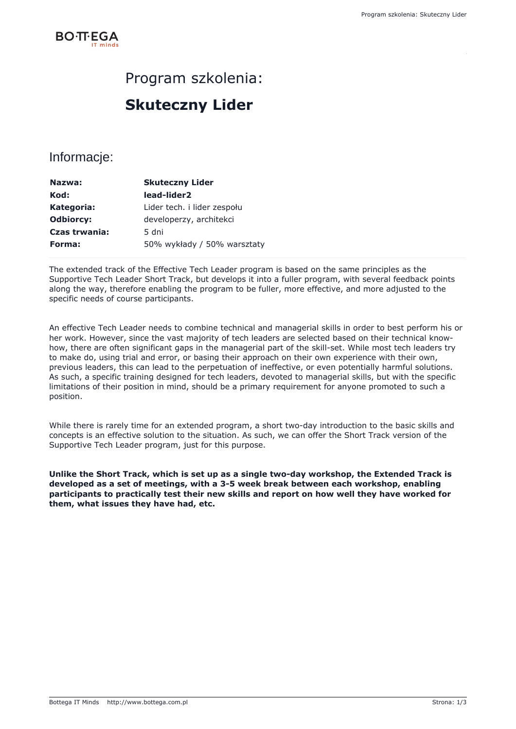# Program szkolenia:

# Skuteczny Lider

## Informacje:

| | |
|---|---|
| **Nazwa:** | **Skuteczny Lider** |
| **Kod:** | **lead-lider2** |
| **Kategoria:** | Lider tech. i lider zespołu |
| **Odbiorcy:** | developerzy, architekci |
| **Czas trwania:** | 5 dni |
| **Forma:** | 50% wykłady / 50% warsztaty |

The extended track of the Effective Tech Leader program is based on the same principles as the Supportive Tech Leader Short Track, but develops it into a fuller program, with several feedback points along the way, therefore enabling the program to be fuller, more effective, and more adjusted to the specific needs of course participants.

An effective Tech Leader needs to combine technical and managerial skills in order to best perform his or her work. However, since the vast majority of tech leaders are selected based on their technical know-how, there are often significant gaps in the managerial part of the skill-set. While most tech leaders try to make do, using trial and error, or basing their approach on their own experience with their own, previous leaders, this can lead to the perpetuation of ineffective, or even potentially harmful solutions. As such, a specific training designed for tech leaders, devoted to managerial skills, but with the specific limitations of their position in mind, should be a primary requirement for anyone promoted to such a position.

While there is rarely time for an extended program, a short two-day introduction to the basic skills and concepts is an effective solution to the situation. As such, we can offer the Short Track version of the Supportive Tech Leader program, just for this purpose.

**Unlike the Short Track, which is set up as a single two-day workshop, the Extended Track is developed as a set of meetings, with a 3-5 week break between each workshop, enabling participants to practically test their new skills and report on how well they have worked for them, what issues they have had, etc.**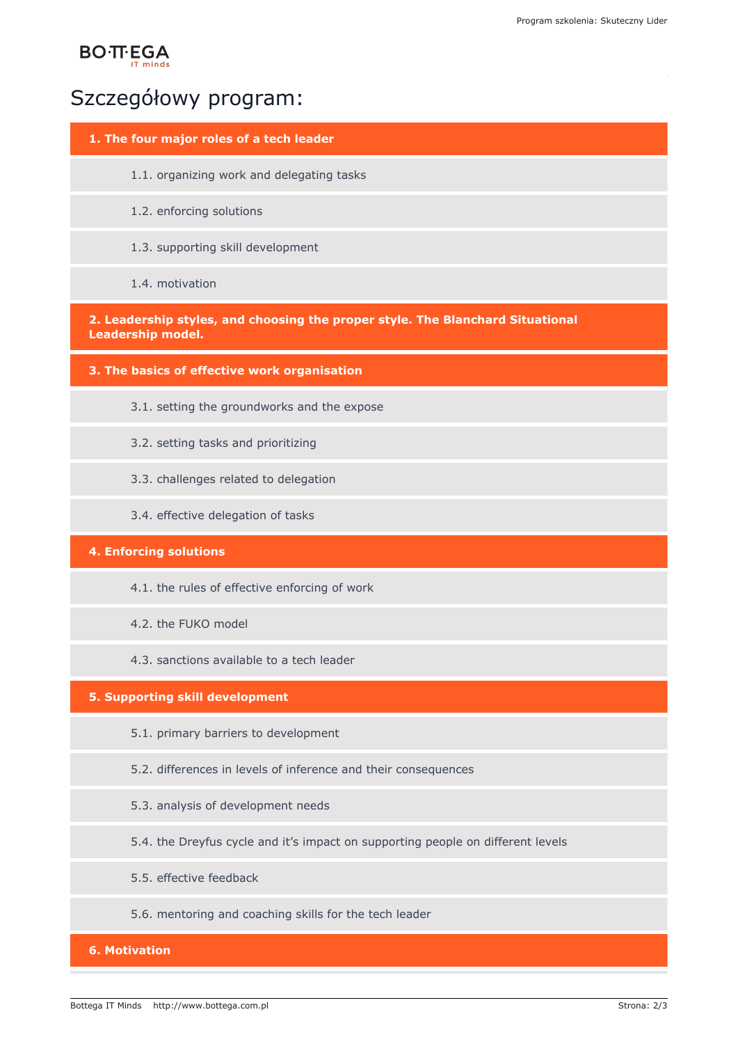# Szczegółowy program:

## 1. The four major roles of a tech leader

- 1.1. organizing work and delegating tasks
- 1.2. enforcing solutions
- 1.3. supporting skill development
- 1.4. motivation

## 2. Leadership styles, and choosing the proper style. The Blanchard Situational Leadership model.

## 3. The basics of effective work organisation

- 3.1. setting the groundworks and the expose
- 3.2. setting tasks and prioritizing
- 3.3. challenges related to delegation
- 3.4. effective delegation of tasks

## 4. Enforcing solutions

- 4.1. the rules of effective enforcing of work
- 4.2. the FUKO model
- 4.3. sanctions available to a tech leader

## 5. Supporting skill development

- 5.1. primary barriers to development
- 5.2. differences in levels of inference and their consequences
- 5.3. analysis of development needs
- 5.4. the Dreyfus cycle and it's impact on supporting people on different levels
- 5.5. effective feedback
- 5.6. mentoring and coaching skills for the tech leader

## 6. Motivation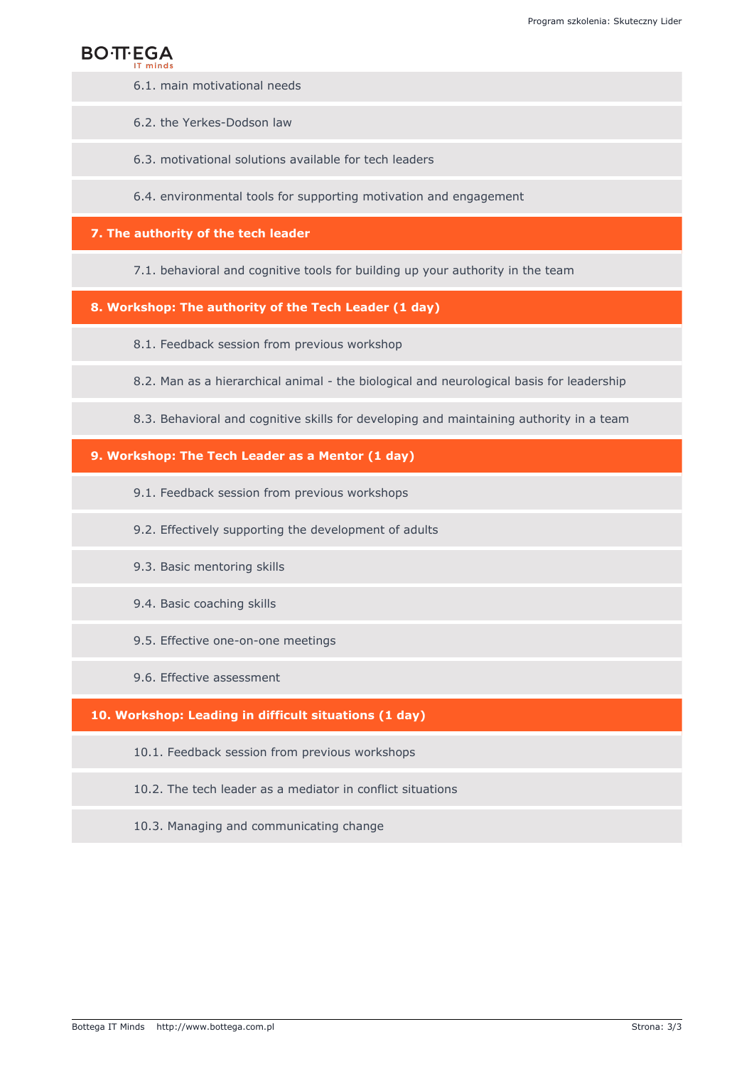6.1. main motivational needs

6.2. the Yerkes-Dodson law

6.3. motivational solutions available for tech leaders

6.4. environmental tools for supporting motivation and engagement

## 7. The authority of the tech leader

7.1. behavioral and cognitive tools for building up your authority in the team

## 8. Workshop: The authority of the Tech Leader (1 day)

8.1. Feedback session from previous workshop

8.2. Man as a hierarchical animal - the biological and neurological basis for leadership

8.3. Behavioral and cognitive skills for developing and maintaining authority in a team

## 9. Workshop: The Tech Leader as a Mentor (1 day)

9.1. Feedback session from previous workshops

9.2. Effectively supporting the development of adults

9.3. Basic mentoring skills

9.4. Basic coaching skills

9.5. Effective one-on-one meetings

9.6. Effective assessment

## 10. Workshop: Leading in difficult situations (1 day)

10.1. Feedback session from previous workshops

10.2. The tech leader as a mediator in conflict situations

10.3. Managing and communicating change